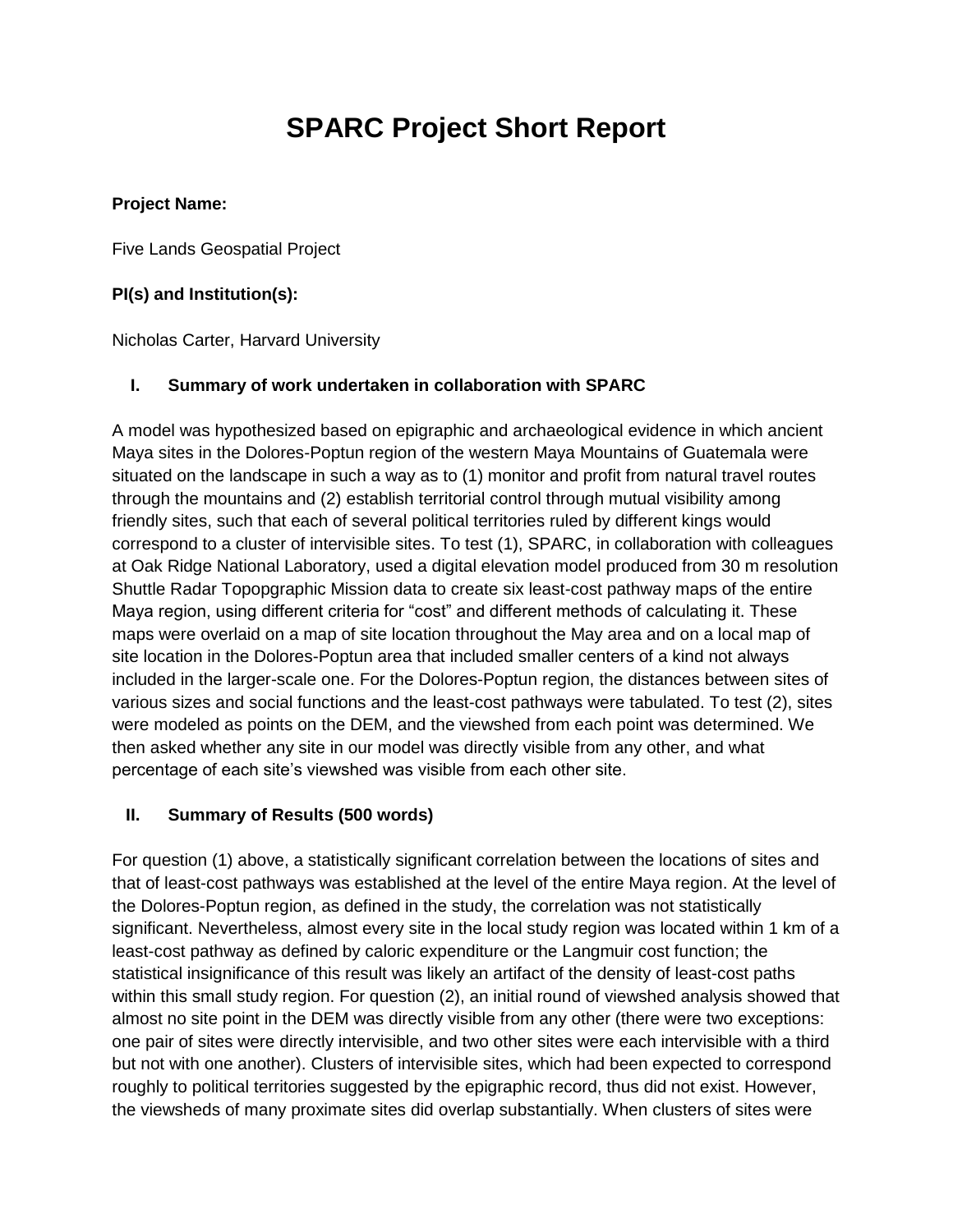# SPARC Project Short Report

**Project Name:**

Five Lands Geospatial Project

**PI(s) and Institution(s):**

Nicholas Carter, Harvard University

## I. Summary of work undertaken in collaboration with SPARC

A model was hypothesized based on epigraphic and archaeological evidence in which ancient Maya sites in the Dolores-Poptun region of the western Maya Mountains of Guatemala were situated on the landscape in such a way as to (1) monitor and profit from natural travel routes through the mountains and (2) establish territorial control through mutual visibility among friendly sites, such that each of several political territories ruled by different kings would correspond to a cluster of intervisible sites. To test (1), SPARC, in collaboration with colleagues at Oak Ridge National Laboratory, used a digital elevation model produced from 30 m resolution Shuttle Radar Topopgraphic Mission data to create six least-cost pathway maps of the entire Maya region, using different criteria for "cost" and different methods of calculating it. These maps were overlaid on a map of site location throughout the May area and on a local map of site location in the Dolores-Poptun area that included smaller centers of a kind not always included in the larger-scale one. For the Dolores-Poptun region, the distances between sites of various sizes and social functions and the least-cost pathways were tabulated. To test (2), sites were modeled as points on the DEM, and the viewshed from each point was determined. We then asked whether any site in our model was directly visible from any other, and what percentage of each site's viewshed was visible from each other site.

## II. Summary of Results (500 words)

For question (1) above, a statistically significant correlation between the locations of sites and that of least-cost pathways was established at the level of the entire Maya region. At the level of the Dolores-Poptun region, as defined in the study, the correlation was not statistically significant. Nevertheless, almost every site in the local study region was located within 1 km of a least-cost pathway as defined by caloric expenditure or the Langmuir cost function; the statistical insignificance of this result was likely an artifact of the density of least-cost paths within this small study region. For question (2), an initial round of viewshed analysis showed that almost no site point in the DEM was directly visible from any other (there were two exceptions: one pair of sites were directly intervisible, and two other sites were each intervisible with a third but not with one another). Clusters of intervisible sites, which had been expected to correspond roughly to political territories suggested by the epigraphic record, thus did not exist. However, the viewsheds of many proximate sites did overlap substantially. When clusters of sites were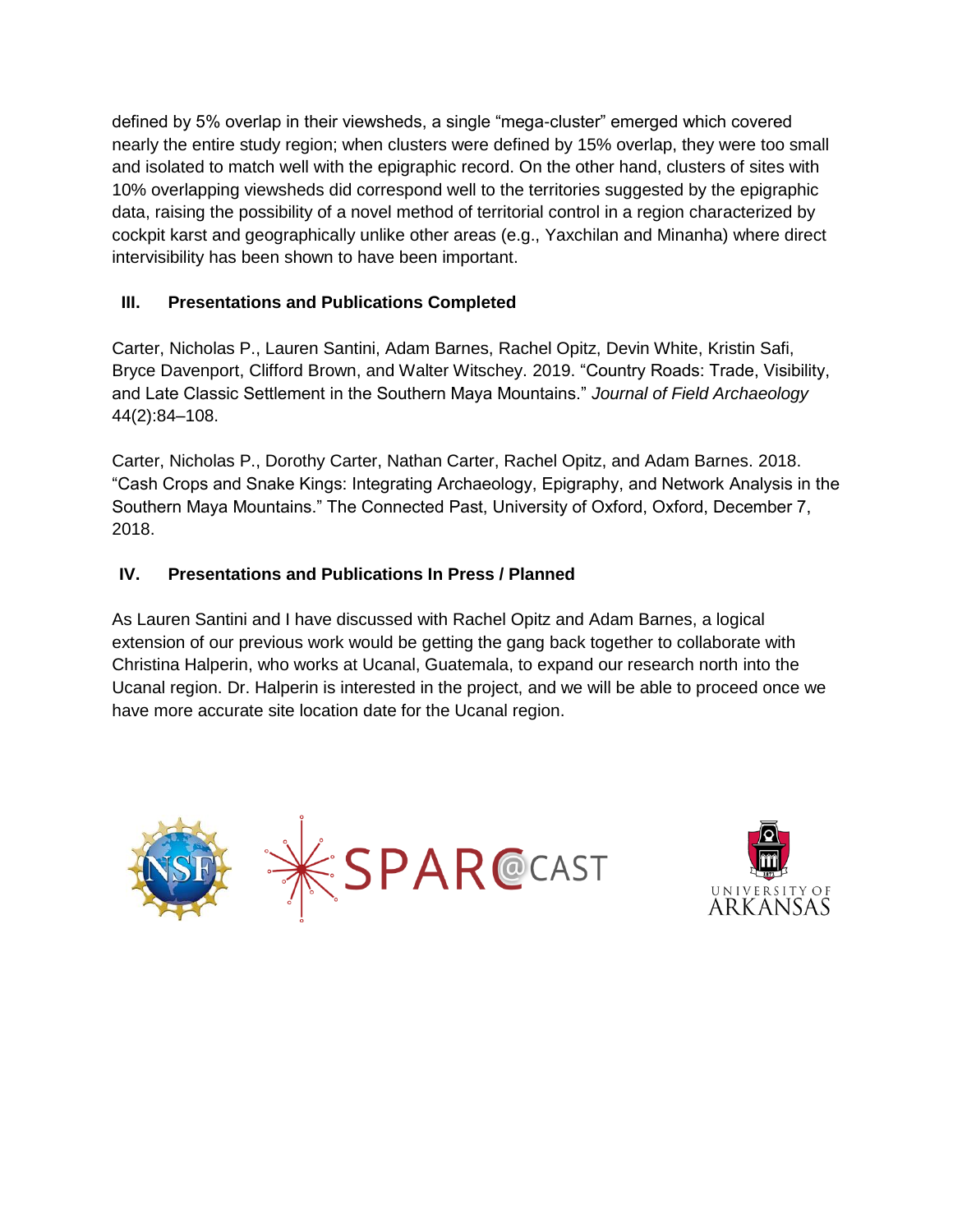defined by 5% overlap in their viewsheds, a single "mega-cluster" emerged which covered nearly the entire study region; when clusters were defined by 15% overlap, they were too small and isolated to match well with the epigraphic record. On the other hand, clusters of sites with 10% overlapping viewsheds did correspond well to the territories suggested by the epigraphic data, raising the possibility of a novel method of territorial control in a region characterized by cockpit karst and geographically unlike other areas (e.g., Yaxchilan and Minanha) where direct intervisibility has been shown to have been important.

## III. Presentations and Publications Completed

Carter, Nicholas P., Lauren Santini, Adam Barnes, Rachel Opitz, Devin White, Kristin Safi, Bryce Davenport, Clifford Brown, and Walter Witschey. 2019. "Country Roads: Trade, Visibility, and Late Classic Settlement in the Southern Maya Mountains." *Journal of Field Archaeology* 44(2):84–108.

Carter, Nicholas P., Dorothy Carter, Nathan Carter, Rachel Opitz, and Adam Barnes. 2018. "Cash Crops and Snake Kings: Integrating Archaeology, Epigraphy, and Network Analysis in the Southern Maya Mountains." The Connected Past, University of Oxford, Oxford, December 7, 2018.

## IV. Presentations and Publications In Press / Planned

As Lauren Santini and I have discussed with Rachel Opitz and Adam Barnes, a logical extension of our previous work would be getting the gang back together to collaborate with Christina Halperin, who works at Ucanal, Guatemala, to expand our research north into the Ucanal region. Dr. Halperin is interested in the project, and we will be able to proceed once we have more accurate site location date for the Ucanal region.